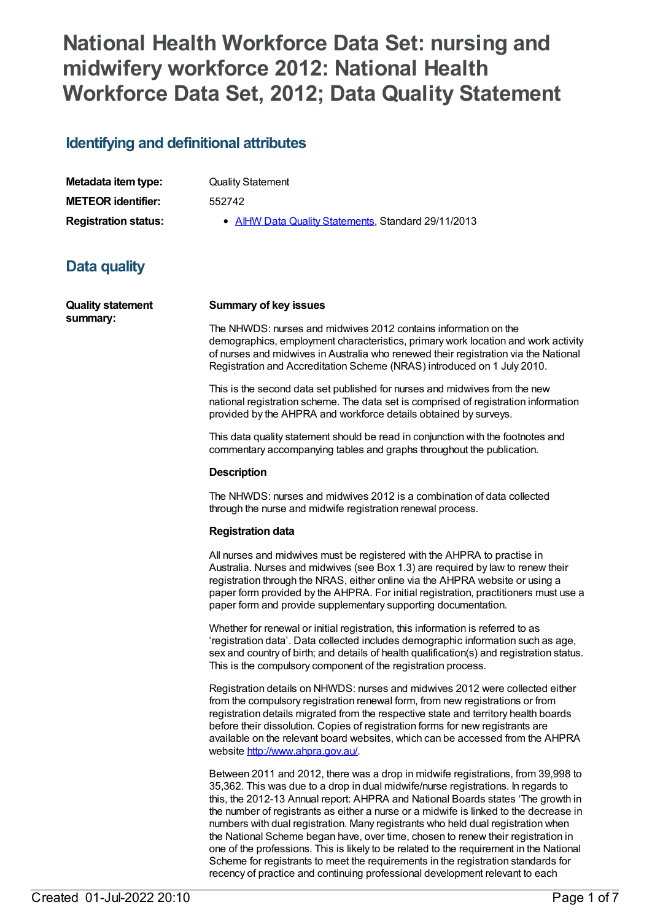# National Health Workforce Data Set: nursing and midwifery workforce 2012: National Health Workforce Data Set, 2012; Data Quality Statement

## Identifying and definitional attributes

| | |
|---|---|
| **Metadata item type:** | Quality Statement |
| **METEOR identifier:** | 552742 |
| **Registration status:** | • AIHW Data Quality Statements, Standard 29/11/2013 |

## Data quality

**Quality statement summary:**

**Summary of key issues**

The NHWDS: nurses and midwives 2012 contains information on the demographics, employment characteristics, primary work location and work activity of nurses and midwives in Australia who renewed their registration via the National Registration and Accreditation Scheme (NRAS) introduced on 1 July 2010.

This is the second data set published for nurses and midwives from the new national registration scheme. The data set is comprised of registration information provided by the AHPRA and workforce details obtained by surveys.

This data quality statement should be read in conjunction with the footnotes and commentary accompanying tables and graphs throughout the publication.

**Description**

The NHWDS: nurses and midwives 2012 is a combination of data collected through the nurse and midwife registration renewal process.

**Registration data**

All nurses and midwives must be registered with the AHPRA to practise in Australia. Nurses and midwives (see Box 1.3) are required by law to renew their registration through the NRAS, either online via the AHPRA website or using a paper form provided by the AHPRA. For initial registration, practitioners must use a paper form and provide supplementary supporting documentation.

Whether for renewal or initial registration, this information is referred to as 'registration data'. Data collected includes demographic information such as age, sex and country of birth; and details of health qualification(s) and registration status. This is the compulsory component of the registration process.

Registration details on NHWDS: nurses and midwives 2012 were collected either from the compulsory registration renewal form, from new registrations or from registration details migrated from the respective state and territory health boards before their dissolution. Copies of registration forms for new registrants are available on the relevant board websites, which can be accessed from the AHPRA website http://www.ahpra.gov.au/.

Between 2011 and 2012, there was a drop in midwife registrations, from 39,998 to 35,362. This was due to a drop in dual midwife/nurse registrations. In regards to this, the 2012-13 Annual report: AHPRA and National Boards states 'The growth in the number of registrants as either a nurse or a midwife is linked to the decrease in numbers with dual registration. Many registrants who held dual registration when the National Scheme began have, over time, chosen to renew their registration in one of the professions. This is likely to be related to the requirement in the National Scheme for registrants to meet the requirements in the registration standards for recency of practice and continuing professional development relevant to each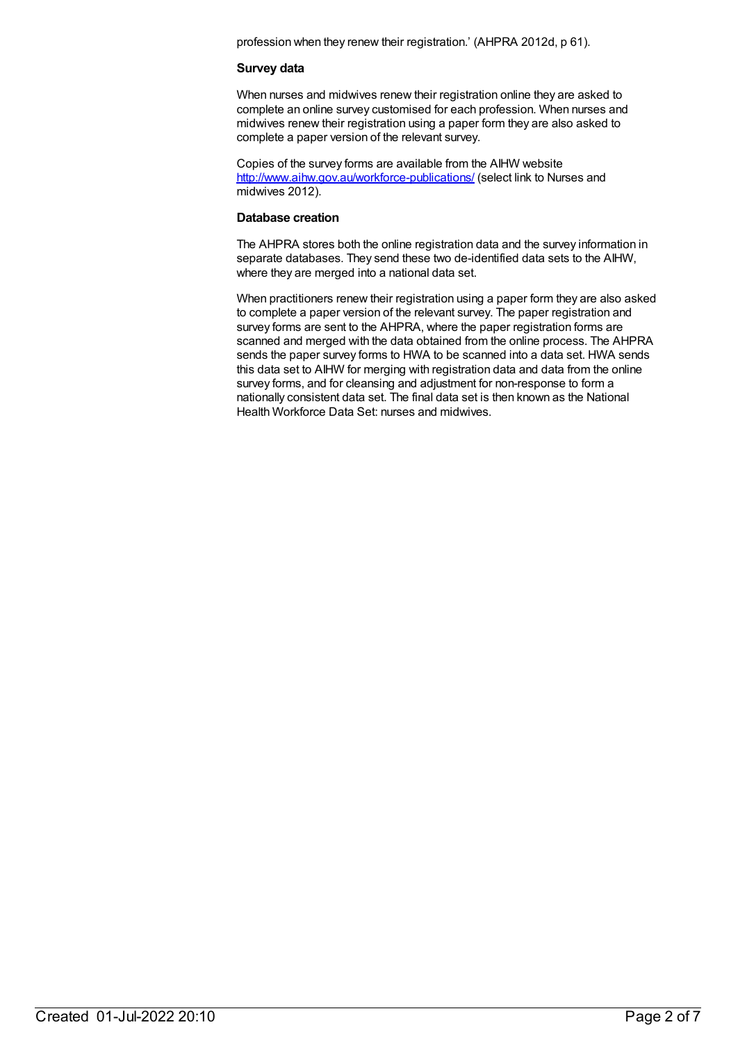profession when they renew their registration.' (AHPRA 2012d, p 61).

**Survey data**

When nurses and midwives renew their registration online they are asked to complete an online survey customised for each profession. When nurses and midwives renew their registration using a paper form they are also asked to complete a paper version of the relevant survey.

Copies of the survey forms are available from the AIHW website http://www.aihw.gov.au/workforce-publications/ (select link to Nurses and midwives 2012).

**Database creation**

The AHPRA stores both the online registration data and the survey information in separate databases. They send these two de-identified data sets to the AIHW, where they are merged into a national data set.

When practitioners renew their registration using a paper form they are also asked to complete a paper version of the relevant survey. The paper registration and survey forms are sent to the AHPRA, where the paper registration forms are scanned and merged with the data obtained from the online process. The AHPRA sends the paper survey forms to HWA to be scanned into a data set. HWA sends this data set to AIHW for merging with registration data and data from the online survey forms, and for cleansing and adjustment for non-response to form a nationally consistent data set. The final data set is then known as the National Health Workforce Data Set: nurses and midwives.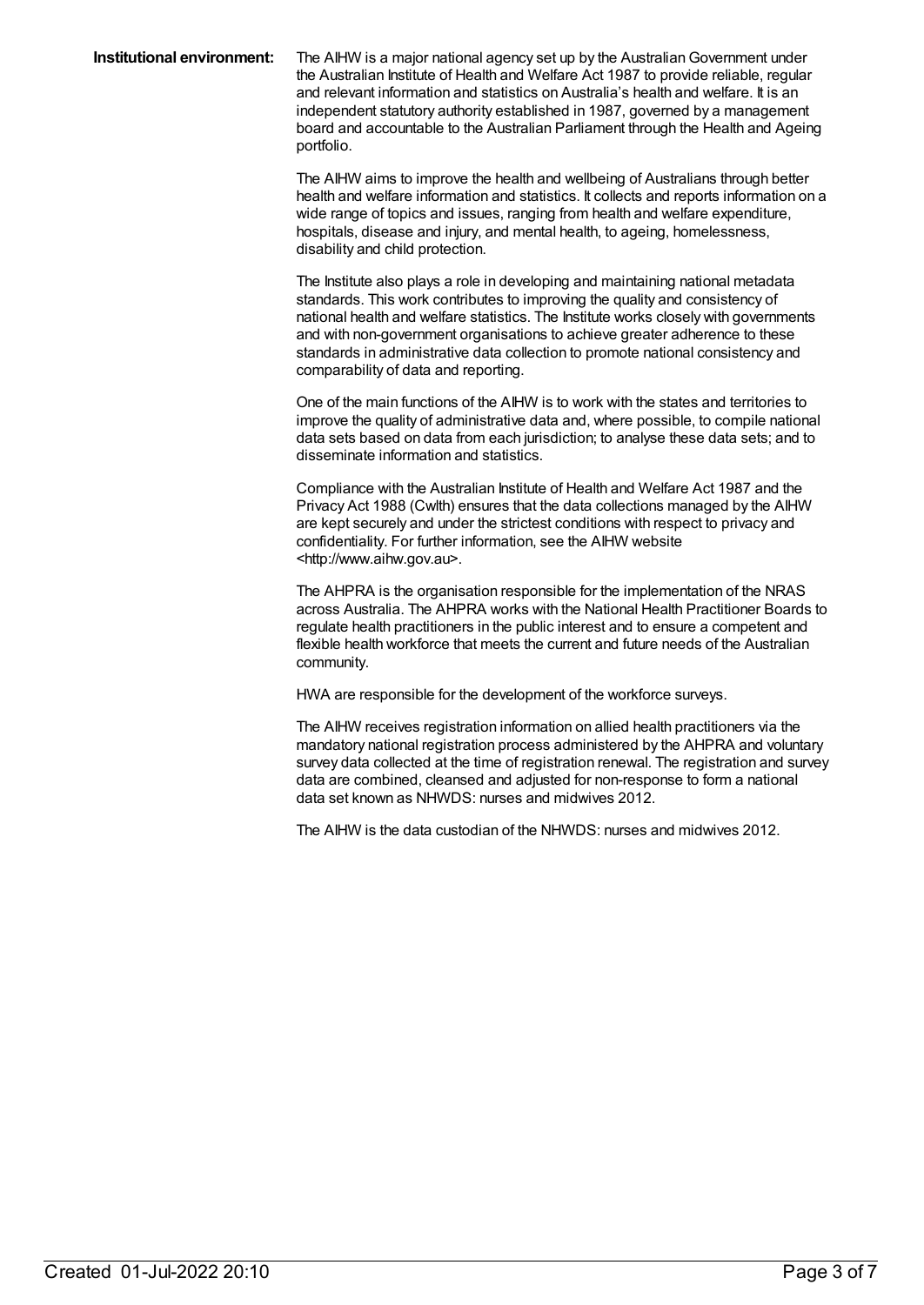**Institutional environment:**

The AIHW is a major national agency set up by the Australian Government under the Australian Institute of Health and Welfare Act 1987 to provide reliable, regular and relevant information and statistics on Australia's health and welfare. It is an independent statutory authority established in 1987, governed by a management board and accountable to the Australian Parliament through the Health and Ageing portfolio.

The AIHW aims to improve the health and wellbeing of Australians through better health and welfare information and statistics. It collects and reports information on a wide range of topics and issues, ranging from health and welfare expenditure, hospitals, disease and injury, and mental health, to ageing, homelessness, disability and child protection.

The Institute also plays a role in developing and maintaining national metadata standards. This work contributes to improving the quality and consistency of national health and welfare statistics. The Institute works closely with governments and with non-government organisations to achieve greater adherence to these standards in administrative data collection to promote national consistency and comparability of data and reporting.

One of the main functions of the AIHW is to work with the states and territories to improve the quality of administrative data and, where possible, to compile national data sets based on data from each jurisdiction; to analyse these data sets; and to disseminate information and statistics.

Compliance with the Australian Institute of Health and Welfare Act 1987 and the Privacy Act 1988 (Cwlth) ensures that the data collections managed by the AIHW are kept securely and under the strictest conditions with respect to privacy and confidentiality. For further information, see the AIHW website <http://www.aihw.gov.au>.

The AHPRA is the organisation responsible for the implementation of the NRAS across Australia. The AHPRA works with the National Health Practitioner Boards to regulate health practitioners in the public interest and to ensure a competent and flexible health workforce that meets the current and future needs of the Australian community.

HWA are responsible for the development of the workforce surveys.

The AIHW receives registration information on allied health practitioners via the mandatory national registration process administered by the AHPRA and voluntary survey data collected at the time of registration renewal. The registration and survey data are combined, cleansed and adjusted for non-response to form a national data set known as NHWDS: nurses and midwives 2012.

The AIHW is the data custodian of the NHWDS: nurses and midwives 2012.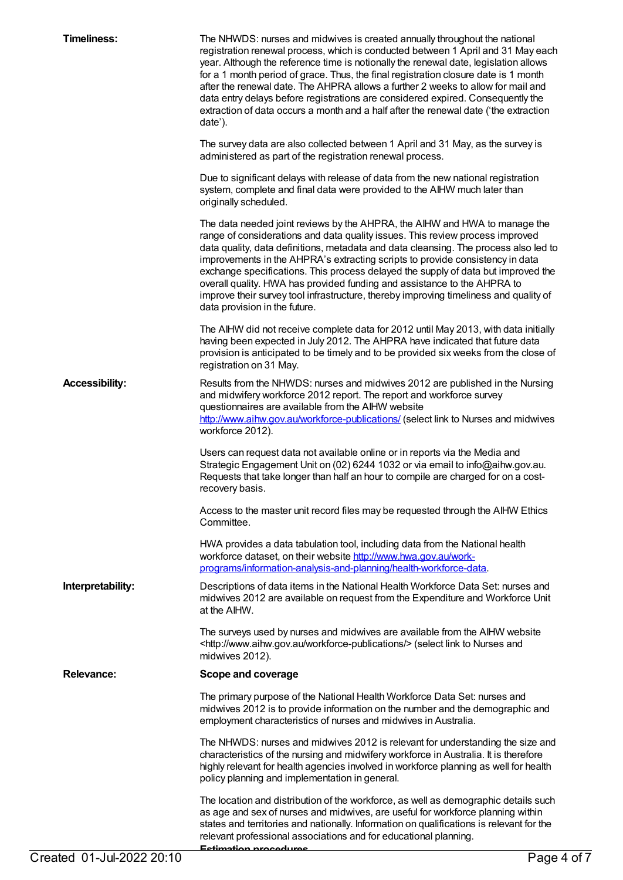**Timeliness:**

The NHWDS: nurses and midwives is created annually throughout the national registration renewal process, which is conducted between 1 April and 31 May each year. Although the reference time is notionally the renewal date, legislation allows for a 1 month period of grace. Thus, the final registration closure date is 1 month after the renewal date. The AHPRA allows a further 2 weeks to allow for mail and data entry delays before registrations are considered expired. Consequently the extraction of data occurs a month and a half after the renewal date ('the extraction date').

The survey data are also collected between 1 April and 31 May, as the survey is administered as part of the registration renewal process.

Due to significant delays with release of data from the new national registration system, complete and final data were provided to the AIHW much later than originally scheduled.

The data needed joint reviews by the AHPRA, the AIHW and HWA to manage the range of considerations and data quality issues. This review process improved data quality, data definitions, metadata and data cleansing. The process also led to improvements in the AHPRA's extracting scripts to provide consistency in data exchange specifications. This process delayed the supply of data but improved the overall quality. HWA has provided funding and assistance to the AHPRA to improve their survey tool infrastructure, thereby improving timeliness and quality of data provision in the future.

The AIHW did not receive complete data for 2012 until May 2013, with data initially having been expected in July 2012. The AHPRA have indicated that future data provision is anticipated to be timely and to be provided six weeks from the close of registration on 31 May.

**Accessibility:**

Results from the NHWDS: nurses and midwives 2012 are published in the Nursing and midwifery workforce 2012 report. The report and workforce survey questionnaires are available from the AIHW website http://www.aihw.gov.au/workforce-publications/ (select link to Nurses and midwives workforce 2012).

Users can request data not available online or in reports via the Media and Strategic Engagement Unit on (02) 6244 1032 or via email to info@aihw.gov.au. Requests that take longer than half an hour to compile are charged for on a cost-recovery basis.

Access to the master unit record files may be requested through the AIHW Ethics Committee.

HWA provides a data tabulation tool, including data from the National health workforce dataset, on their website http://www.hwa.gov.au/work-programs/information-analysis-and-planning/health-workforce-data.

**Interpretability:**

Descriptions of data items in the National Health Workforce Data Set: nurses and midwives 2012 are available on request from the Expenditure and Workforce Unit at the AIHW.

The surveys used by nurses and midwives are available from the AIHW website <http://www.aihw.gov.au/workforce-publications/> (select link to Nurses and midwives 2012).

**Relevance:**

**Scope and coverage**

The primary purpose of the National Health Workforce Data Set: nurses and midwives 2012 is to provide information on the number and the demographic and employment characteristics of nurses and midwives in Australia.

The NHWDS: nurses and midwives 2012 is relevant for understanding the size and characteristics of the nursing and midwifery workforce in Australia. It is therefore highly relevant for health agencies involved in workforce planning as well for health policy planning and implementation in general.

The location and distribution of the workforce, as well as demographic details such as age and sex of nurses and midwives, are useful for workforce planning within states and territories and nationally. Information on qualifications is relevant for the relevant professional associations and for educational planning.

**Estimation procedures**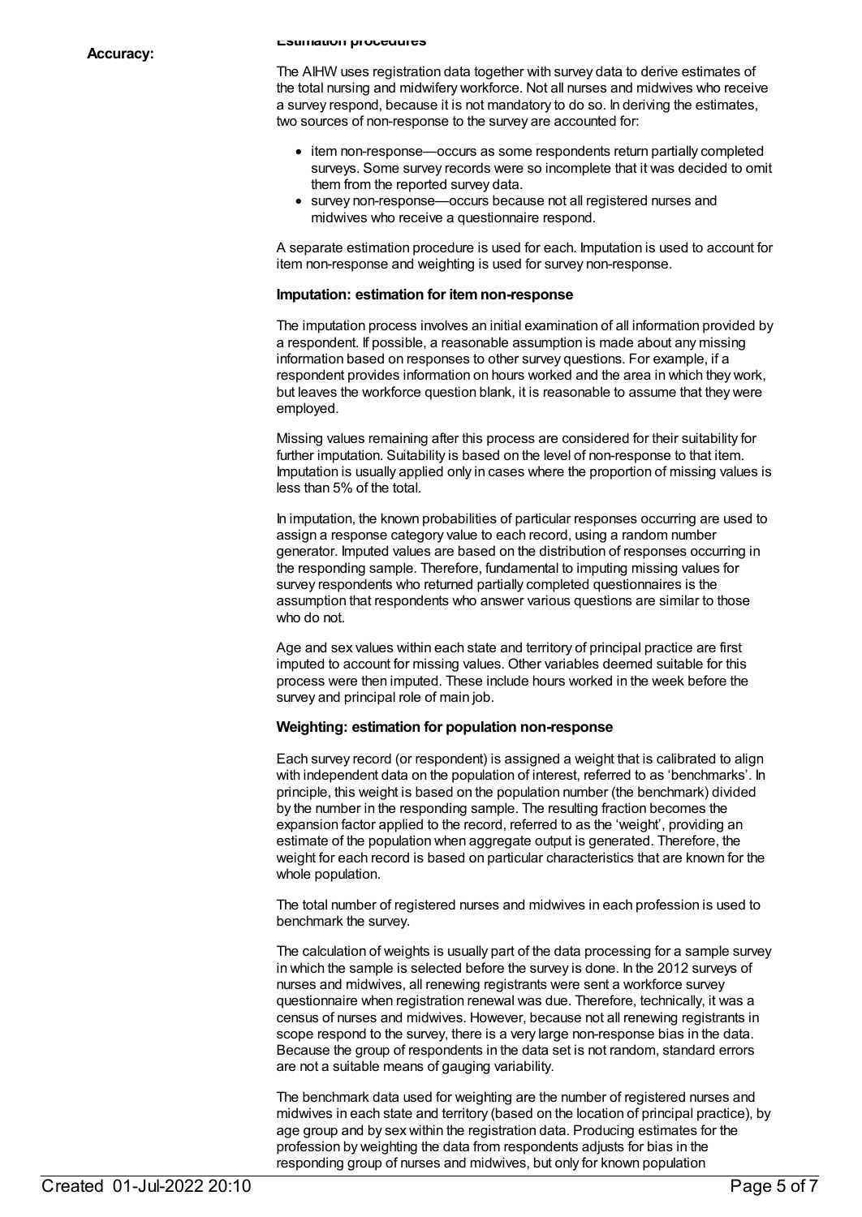**Accuracy:**

**Estimation procedures**

The AIHW uses registration data together with survey data to derive estimates of the total nursing and midwifery workforce. Not all nurses and midwives who receive a survey respond, because it is not mandatory to do so. In deriving the estimates, two sources of non-response to the survey are accounted for:

- item non-response—occurs as some respondents return partially completed surveys. Some survey records were so incomplete that it was decided to omit them from the reported survey data.
- survey non-response—occurs because not all registered nurses and midwives who receive a questionnaire respond.

A separate estimation procedure is used for each. Imputation is used to account for item non-response and weighting is used for survey non-response.

**Imputation: estimation for item non-response**

The imputation process involves an initial examination of all information provided by a respondent. If possible, a reasonable assumption is made about any missing information based on responses to other survey questions. For example, if a respondent provides information on hours worked and the area in which they work, but leaves the workforce question blank, it is reasonable to assume that they were employed.

Missing values remaining after this process are considered for their suitability for further imputation. Suitability is based on the level of non-response to that item. Imputation is usually applied only in cases where the proportion of missing values is less than 5% of the total.

In imputation, the known probabilities of particular responses occurring are used to assign a response category value to each record, using a random number generator. Imputed values are based on the distribution of responses occurring in the responding sample. Therefore, fundamental to imputing missing values for survey respondents who returned partially completed questionnaires is the assumption that respondents who answer various questions are similar to those who do not.

Age and sex values within each state and territory of principal practice are first imputed to account for missing values. Other variables deemed suitable for this process were then imputed. These include hours worked in the week before the survey and principal role of main job.

**Weighting: estimation for population non-response**

Each survey record (or respondent) is assigned a weight that is calibrated to align with independent data on the population of interest, referred to as 'benchmarks'. In principle, this weight is based on the population number (the benchmark) divided by the number in the responding sample. The resulting fraction becomes the expansion factor applied to the record, referred to as the 'weight', providing an estimate of the population when aggregate output is generated. Therefore, the weight for each record is based on particular characteristics that are known for the whole population.

The total number of registered nurses and midwives in each profession is used to benchmark the survey.

The calculation of weights is usually part of the data processing for a sample survey in which the sample is selected before the survey is done. In the 2012 surveys of nurses and midwives, all renewing registrants were sent a workforce survey questionnaire when registration renewal was due. Therefore, technically, it was a census of nurses and midwives. However, because not all renewing registrants in scope respond to the survey, there is a very large non-response bias in the data. Because the group of respondents in the data set is not random, standard errors are not a suitable means of gauging variability.

The benchmark data used for weighting are the number of registered nurses and midwives in each state and territory (based on the location of principal practice), by age group and by sex within the registration data. Producing estimates for the profession by weighting the data from respondents adjusts for bias in the responding group of nurses and midwives, but only for known population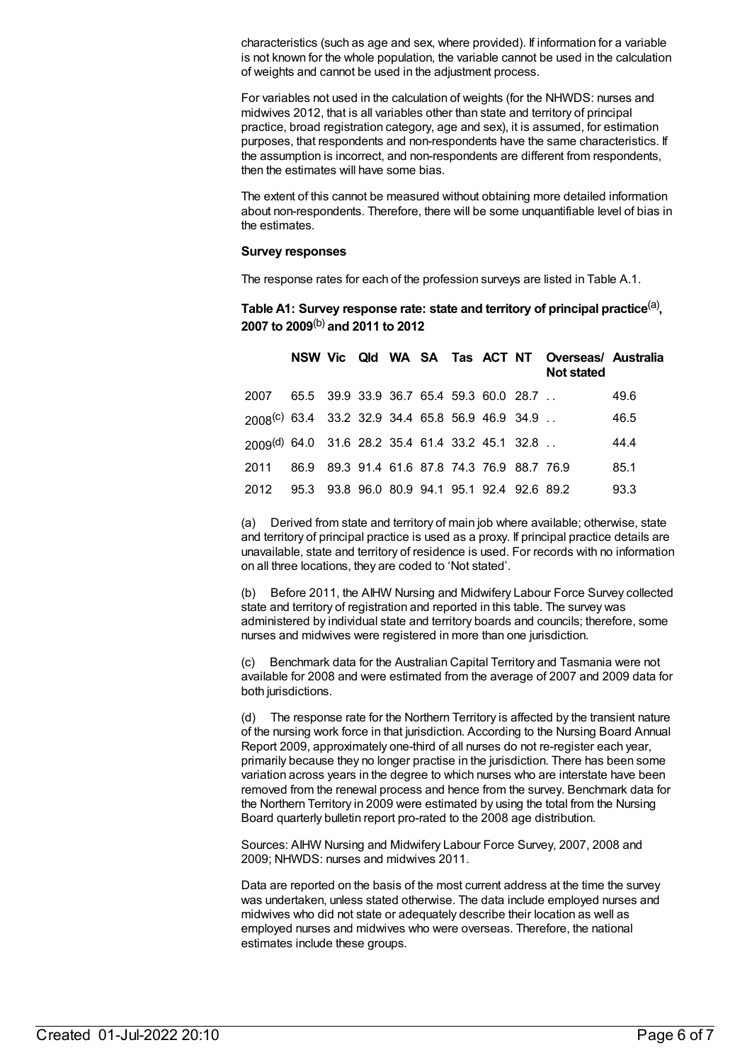characteristics (such as age and sex, where provided). If information for a variable is not known for the whole population, the variable cannot be used in the calculation of weights and cannot be used in the adjustment process.

For variables not used in the calculation of weights (for the NHWDS: nurses and midwives 2012, that is all variables other than state and territory of principal practice, broad registration category, age and sex), it is assumed, for estimation purposes, that respondents and non-respondents have the same characteristics. If the assumption is incorrect, and non-respondents are different from respondents, then the estimates will have some bias.

The extent of this cannot be measured without obtaining more detailed information about non-respondents. Therefore, there will be some unquantifiable level of bias in the estimates.

**Survey responses**

The response rates for each of the profession surveys are listed in Table A.1.

**Table A1: Survey response rate: state and territory of principal practice[(a)], 2007 to 2009[(b)] and 2011 to 2012**

| | NSW | Vic | Qld | WA | SA | Tas | ACT | NT | Overseas/ Not stated | Australia |
|---|---|---|---|---|---|---|---|---|---|---|
| 2007 | 65.5 | 39.9 | 33.9 | 36.7 | 65.4 | 59.3 | 60.0 | 28.7 | . . | 49.6 |
| 2008[(c)] | 63.4 | 33.2 | 32.9 | 34.4 | 65.8 | 56.9 | 46.9 | 34.9 | . . | 46.5 |
| 2009[(d)] | 64.0 | 31.6 | 28.2 | 35.4 | 61.4 | 33.2 | 45.1 | 32.8 | . . | 44.4 |
| 2011 | 86.9 | 89.3 | 91.4 | 61.6 | 87.8 | 74.3 | 76.9 | 88.7 | 76.9 | 85.1 |
| 2012 | 95.3 | 93.8 | 96.0 | 80.9 | 94.1 | 95.1 | 92.4 | 92.6 | 89.2 | 93.3 |

(a) Derived from state and territory of main job where available; otherwise, state and territory of principal practice is used as a proxy. If principal practice details are unavailable, state and territory of residence is used. For records with no information on all three locations, they are coded to 'Not stated'.

(b) Before 2011, the AIHW Nursing and Midwifery Labour Force Survey collected state and territory of registration and reported in this table. The survey was administered by individual state and territory boards and councils; therefore, some nurses and midwives were registered in more than one jurisdiction.

(c) Benchmark data for the Australian Capital Territory and Tasmania were not available for 2008 and were estimated from the average of 2007 and 2009 data for both jurisdictions.

(d) The response rate for the Northern Territory is affected by the transient nature of the nursing work force in that jurisdiction. According to the Nursing Board Annual Report 2009, approximately one-third of all nurses do not re-register each year, primarily because they no longer practise in the jurisdiction. There has been some variation across years in the degree to which nurses who are interstate have been removed from the renewal process and hence from the survey. Benchmark data for the Northern Territory in 2009 were estimated by using the total from the Nursing Board quarterly bulletin report pro-rated to the 2008 age distribution.

Sources: AIHW Nursing and Midwifery Labour Force Survey, 2007, 2008 and 2009; NHWDS: nurses and midwives 2011.

Data are reported on the basis of the most current address at the time the survey was undertaken, unless stated otherwise. The data include employed nurses and midwives who did not state or adequately describe their location as well as employed nurses and midwives who were overseas. Therefore, the national estimates include these groups.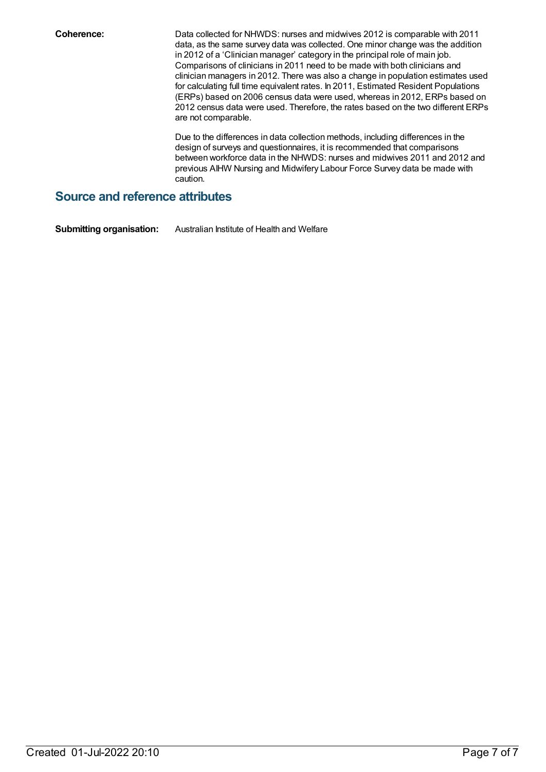**Coherence:** Data collected for NHWDS: nurses and midwives 2012 is comparable with 2011 data, as the same survey data was collected. One minor change was the addition in 2012 of a 'Clinician manager' category in the principal role of main job. Comparisons of clinicians in 2011 need to be made with both clinicians and clinician managers in 2012. There was also a change in population estimates used for calculating full time equivalent rates. In 2011, Estimated Resident Populations (ERPs) based on 2006 census data were used, whereas in 2012, ERPs based on 2012 census data were used. Therefore, the rates based on the two different ERPs are not comparable.

Due to the differences in data collection methods, including differences in the design of surveys and questionnaires, it is recommended that comparisons between workforce data in the NHWDS: nurses and midwives 2011 and 2012 and previous AIHW Nursing and Midwifery Labour Force Survey data be made with caution.

## Source and reference attributes

**Submitting organisation:** Australian Institute of Health and Welfare